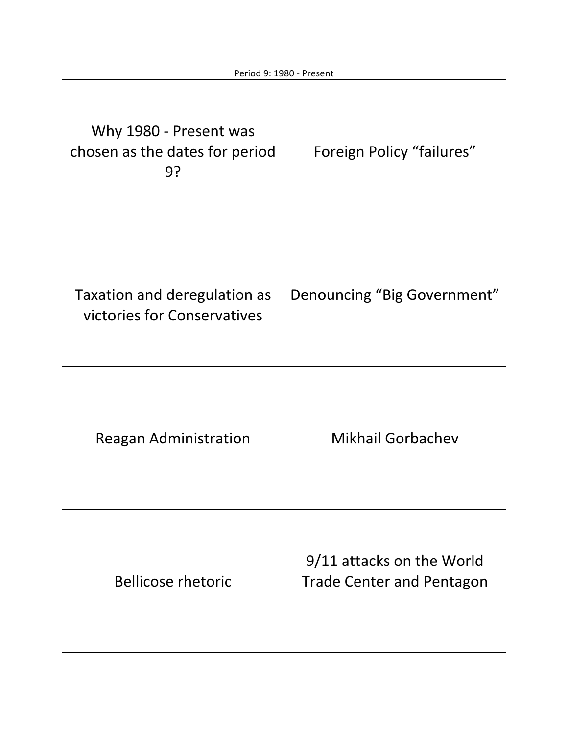Period 9: 1980 - Present

| | |
|---|---|
| Why 1980 - Present was chosen as the dates for period 9? | Foreign Policy “failures” |
| Taxation and deregulation as victories for Conservatives | Denouncing “Big Government” |
| Reagan Administration | Mikhail Gorbachev |
| Bellicose rhetoric | 9/11 attacks on the World Trade Center and Pentagon |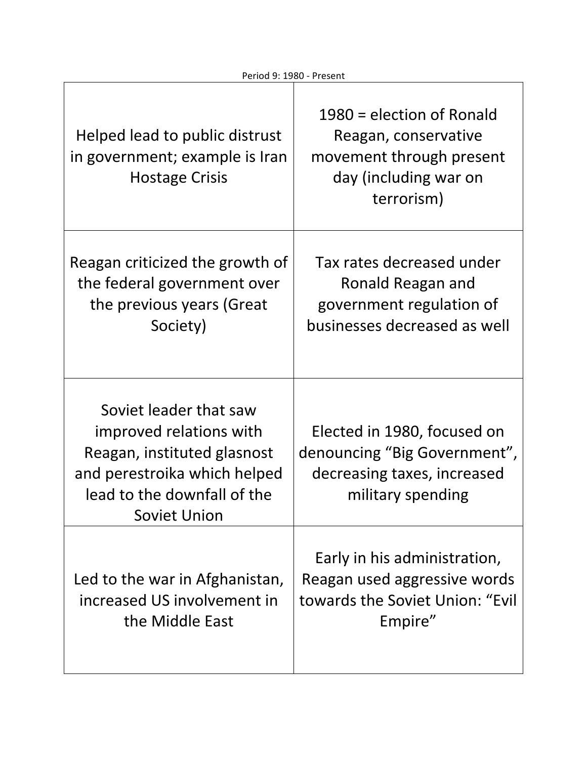Period 9: 1980 - Present

| | |
|---|---|
| Helped lead to public distrust in government; example is Iran Hostage Crisis | 1980 = election of Ronald Reagan, conservative movement through present day (including war on terrorism) |
| Reagan criticized the growth of the federal government over the previous years (Great Society) | Tax rates decreased under Ronald Reagan and government regulation of businesses decreased as well |
| Soviet leader that saw improved relations with Reagan, instituted glasnost and perestroika which helped lead to the downfall of the Soviet Union | Elected in 1980, focused on denouncing "Big Government", decreasing taxes, increased military spending |
| Led to the war in Afghanistan, increased US involvement in the Middle East | Early in his administration, Reagan used aggressive words towards the Soviet Union: "Evil Empire" |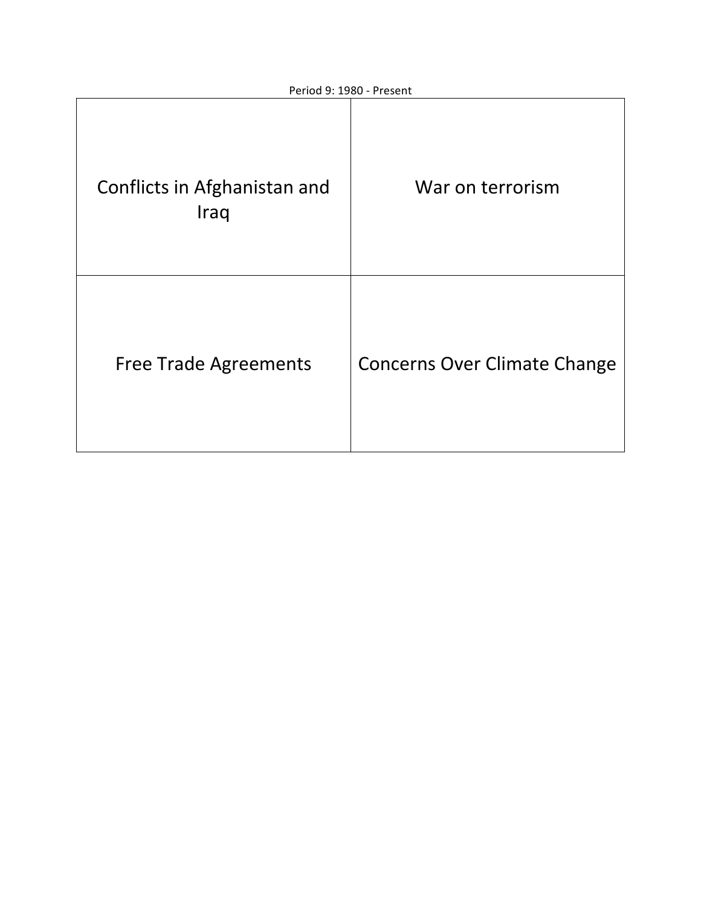Period 9: 1980 - Present

| | |
|---|---|
| Conflicts in Afghanistan and Iraq | War on terrorism |
| Free Trade Agreements | Concerns Over Climate Change |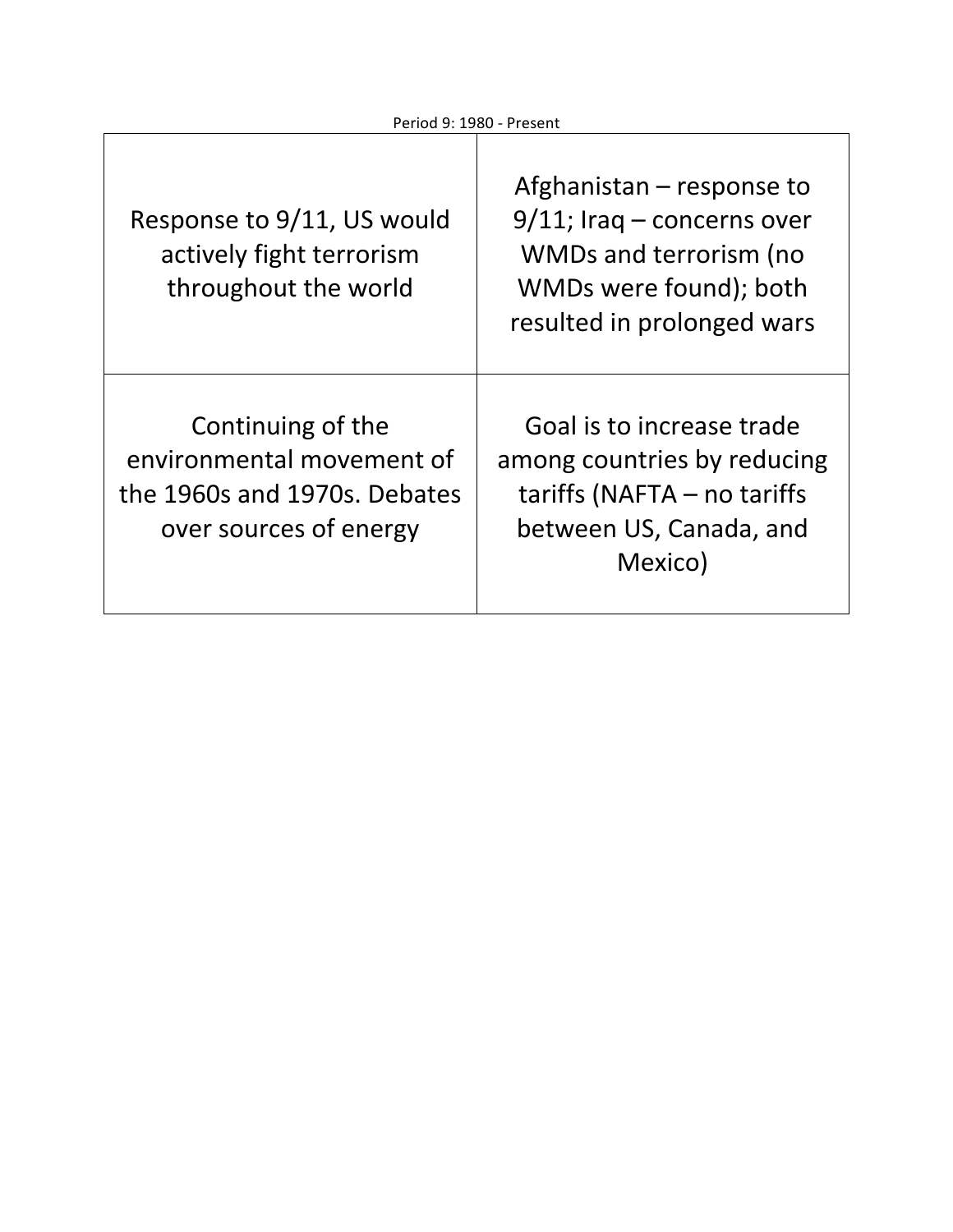Period 9: 1980 - Present

| | |
|---|---|
| Response to 9/11, US would actively fight terrorism throughout the world | Afghanistan – response to 9/11; Iraq – concerns over WMDs and terrorism (no WMDs were found); both resulted in prolonged wars |
| Continuing of the environmental movement of the 1960s and 1970s. Debates over sources of energy | Goal is to increase trade among countries by reducing tariffs (NAFTA – no tariffs between US, Canada, and Mexico) |